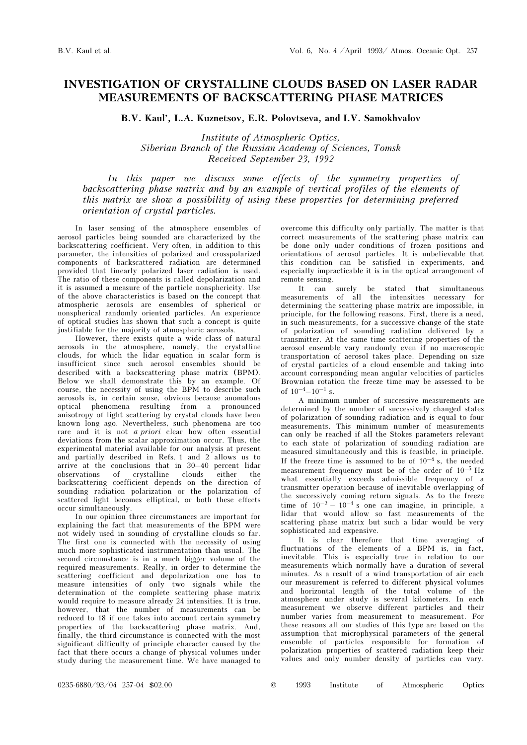# INVESTIGATION OF CRYSTALLINE CLOUDS BASED ON LASER RADAR MEASUREMENTS OF BACKSCATTERING PHASE MATRICES

**B.V. Kaul', L.A. Kuznetsov, E.R. Polovtseva, and I.V. Samokhvalov**

*Institute of Atmospheric Optics,*
*Siberian Branch of the Russian Academy of Sciences, Tomsk*
*Received September 23, 1992*

*In this paper we discuss some effects of the symmetry properties of backscattering phase matrix and by an example of vertical profiles of the elements of this matrix we show a possibility of using these properties for determining preferred orientation of crystal particles.*

In laser sensing of the atmosphere ensembles of aerosol particles being sounded are characterized by the backscattering coefficient. Very often, in addition to this parameter, the intensities of polarized and crosspolarized components of backscattered radiation are determined provided that linearly polarized laser radiation is used. The ratio of these components is called depolarization and it is assumed a measure of the particle nonsphericity. Use of the above characteristics is based on the concept that atmospheric aerosols are ensembles of spherical or nonspherical randomly oriented particles. An experience of optical studies has shown that such a concept is quite justifiable for the majority of atmospheric aerosols.

However, there exists quite a wide class of natural aerosols in the atmosphere, namely, the crystalline clouds, for which the lidar equation in scalar form is insufficient since such aerosol ensembles should be described with a backscattering phase matrix (BPM). Below we shall demonstrate this by an example. Of course, the necessity of using the BPM to describe such aerosols is, in certain sense, obvious because anomalous optical phenomena resulting from a pronounced anisotropy of light scattering by crystal clouds have been known long ago. Nevertheless, such phenomena are too rare and it is not *a priori* clear how often essential deviations from the scalar approximation occur. Thus, the experimental material available for our analysis at present and partially described in Refs. 1 and 2 allows us to arrive at the conclusions that in 30–40 percent lidar observations of crystalline clouds either the backscattering coefficient depends on the direction of sounding radiation polarization or the polarization of scattered light becomes elliptical, or both these effects occur simultaneously.

In our opinion three circumstances are important for explaining the fact that measurements of the BPM were not widely used in sounding of crystalline clouds so far. The first one is connected with the necessity of using much more sophisticated instrumentation than usual. The second circumstance is in a much bigger volume of the required measurements. Really, in order to determine the scattering coefficient and depolarization one has to measure intensities of only two signals while the determination of the complete scattering phase matrix would require to measure already 24 intensities. It is true, however, that the number of measurements can be reduced to 18 if one takes into account certain symmetry properties of the backscattering phase matrix. And, finally, the third circumstance is connected with the most significant difficulty of principle character caused by the fact that there occurs a change of physical volumes under study during the measurement time. We have managed to overcome this difficulty only partially. The matter is that correct measurements of the scattering phase matrix can be done only under conditions of frozen positions and orientations of aerosol particles. It is unbelievable that this condition can be satisfied in experiments, and especially impracticable it is in the optical arrangement of remote sensing.

It can surely be stated that simultaneous measurements of all the intensities necessary for determining the scattering phase matrix are impossible, in principle, for the following reasons. First, there is a need, in such measurements, for a successive change of the state of polarization of sounding radiation delivered by a transmitter. At the same time scattering properties of the aerosol ensemble vary randomly even if no macroscopic transportation of aerosol takes place. Depending on size of crystal particles of a cloud ensemble and taking into account corresponding mean angular velocities of particles Brownian rotation the freeze time may be assessed to be of $10^{-4}$–$10^{-1}$ s.

A minimum number of successive measurements are determined by the number of successively changed states of polarization of sounding radiation and is equal to four measurements. This minimum number of measurements can only be reached if all the Stokes parameters relevant to each state of polarization of sounding radiation are measured simultaneously and this is feasible, in principle. If the freeze time is assumed to be of $10^{-4}$ s, the needed measurement frequency must be of the order of $10^{-5}$ Hz what essentially exceeds admissible frequency of a transmitter operation because of inevitable overlapping of the successively coming return signals. As to the freeze time of $10^{-2}$ – $10^{-1}$ s one can imagine, in principle, a lidar that would allow so fast measurements of the scattering phase matrix but such a lidar would be very sophisticated and expensive.

It is clear therefore that time averaging of fluctuations of the elements of a BPM is, in fact, inevitable. This is especially true in relation to our measurements which normally have a duration of several minutes. As a result of a wind transportation of air each our measurement is referred to different physical volumes and horizontal length of the total volume of the atmosphere under study is several kilometers. In each measurement we observe different particles and their number varies from measurement to measurement. For these reasons all our studies of this type are based on the assumption that microphysical parameters of the general ensemble of particles responsible for formation of polarization properties of scattered radiation keep their values and only number density of particles can vary.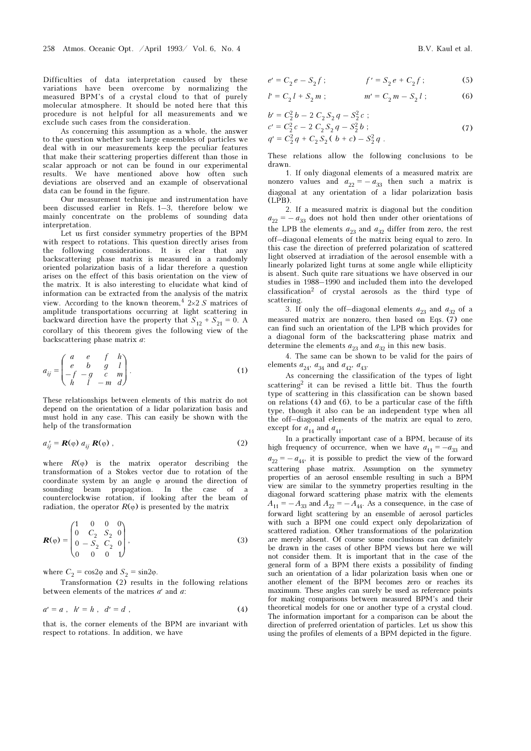Difficulties of data interpretation caused by these variations have been overcome by normalizing the measured BPM's of a crystal cloud to that of purely molecular atmosphere. It should be noted here that this procedure is not helpful for all measurements and we exclude such cases from the consideration.

As concerning this assumption as a whole, the answer to the question whether such large ensembles of particles we deal with in our measurements keep the peculiar features that make their scattering properties different than those in scalar approach or not can be found in our experimental results. We have mentioned above how often such deviations are observed and an example of observational data can be found in the figure.

Our measurement technique and instrumentation have been discussed earlier in Refs. 1–3, therefore below we mainly concentrate on the problems of sounding data interpretation.

Let us first consider symmetry properties of the BPM with respect to rotations. This question directly arises from the following considerations. It is clear that any backscattering phase matrix is measured in a randomly oriented polarization basis of a lidar therefore a question arises on the effect of this basis orientation on the view of the matrix. It is also interesting to elucidate what kind of information can be extracted from the analysis of the matrix view. According to the known theorem,[4] 2×2 $S$ matrices of amplitude transportations occurring at light scattering in backward direction have the property that $S_{12} + S_{21} = 0$. A corollary of this theorem gives the following view of the backscattering phase matrix $a$:

$$a_{ij} = \begin{pmatrix} a & e & f & h \\ e & b & g & l \\ -f & -g & c & m \\ h & l & -m & d \end{pmatrix}. \tag{1}$$

These relationships between elements of this matrix do not depend on the orientation of a lidar polarization basis and must hold in any case. This can easily be shown with the help of the transformation

$$a'_{ij} = \mathbf{R}(\varphi)\, a_{ij}\, \mathbf{R}(\varphi)\,, \tag{2}$$

where $R(\varphi)$ is the matrix operator describing the transformation of a Stokes vector due to rotation of the coordinate system by an angle $\varphi$ around the direction of sounding beam propagation. In the case of a counterclockwise rotation, if looking after the beam of radiation, the operator $R(\varphi)$ is presented by the matrix

$$\mathbf{R}(\varphi) = \begin{pmatrix} 1 & 0 & 0 & 0 \\ 0 & C_2 & S_2 & 0 \\ 0 & -S_2 & C_2 & 0 \\ 0 & 0 & 0 & 1 \end{pmatrix}, \tag{3}$$

where $C_2 = \cos 2\varphi$ and $S_2 = \sin 2\varphi$.

Transformation (2) results in the following relations between elements of the matrices $a'$ and $a$:

$$a' = a\,,\quad h' = h\,,\quad d' = d\,, \tag{4}$$

that is, the corner elements of the BPM are invariant with respect to rotations. In addition, we have

$$e' = C_2\, e - S_2\, f\,; \qquad f' = S_2\, e + C_2\, f\,; \tag{5}$$

$$l' = C_2\, l + S_2\, m\,; \qquad m' = C_2\, m - S_2\, l\,; \tag{6}$$

$$\begin{aligned} b' &= C_2^2\, b - 2\, C_2\, S_2\, q - S_2^2\, c\,; \\ c' &= C_2^2\, c - 2\, C_2\, S_2\, q - S_2^2\, b\,; \\ q' &= C_2^2\, q + C_2\, S_2\, (\, b + c) - S_2^2\, q\,. \end{aligned} \tag{7}$$

These relations allow the following conclusions to be drawn.

1. If only diagonal elements of a measured matrix are nonzero values and $a_{22} = -a_{33}$ then such a matrix is diagonal at any orientation of a lidar polarization basis (LPB).

2. If a measured matrix is diagonal but the condition $a_{22} = -a_{33}$ does not hold then under other orientations of the LPB the elements $a_{23}$ and $a_{32}$ differ from zero, the rest off–diagonal elements of the matrix being equal to zero. In this case the direction of preferred polarization of scattered light observed at irradiation of the aerosol ensemble with a linearly polarized light turns at some angle while ellipticity is absent. Such quite rare situations we have observed in our studies in 1988–1990 and included them into the developed classification[2] of crystal aerosols as the third type of scattering.

3. If only the off–diagonal elements $a_{23}$ and $a_{32}$ of a measured matrix are nonzero, then based on Eqs. (7) one can find such an orientation of the LPB which provides for a diagonal form of the backscattering phase matrix and determine the elements $a_{23}$ and $a_{32}$ in this new basis.

4. The same can be shown to be valid for the pairs of elements $a_{24}$, $a_{34}$ and $a_{42}$, $a_{43}$.

As concerning the classification of the types of light scattering[2] it can be revised a little bit. Thus the fourth type of scattering in this classification can be shown based on relations (4) and (6), to be a particular case of the fifth type, though it also can be an independent type when all the off–diagonal elements of the matrix are equal to zero, except for $a_{14}$ and $a_{41}$.

In a practically important case of a BPM, because of its high frequency of occurrence, when we have $a_{11} = -a_{33}$ and $a_{22} = -a_{44}$, it is possible to predict the view of the forward scattering phase matrix. Assumption on the symmetry properties of an aerosol ensemble resulting in such a BPM view are similar to the symmetry properties resulting in the diagonal forward scattering phase matrix with the elements $A_{11} = -A_{33}$ and $A_{22} = -A_{44}$. As a consequence, in the case of forward light scattering by an ensemble of aerosol particles with such a BPM one could expect only depolarization of scattered radiation. Other transformations of the polarization are merely absent. Of course some conclusions can definitely be drawn in the cases of other BPM views but here we will not consider them. It is important that in the case of the general form of a BPM there exists a possibility of finding such an orientation of a lidar polarization basis when one or another element of the BPM becomes zero or reaches its maximum. These angles can surely be used as reference points for making comparisons between measured BPM's and their theoretical models for one or another type of a crystal cloud. The information important for a comparison can be about the direction of preferred orientation of particles. Let us show this using the profiles of elements of a BPM depicted in the figure.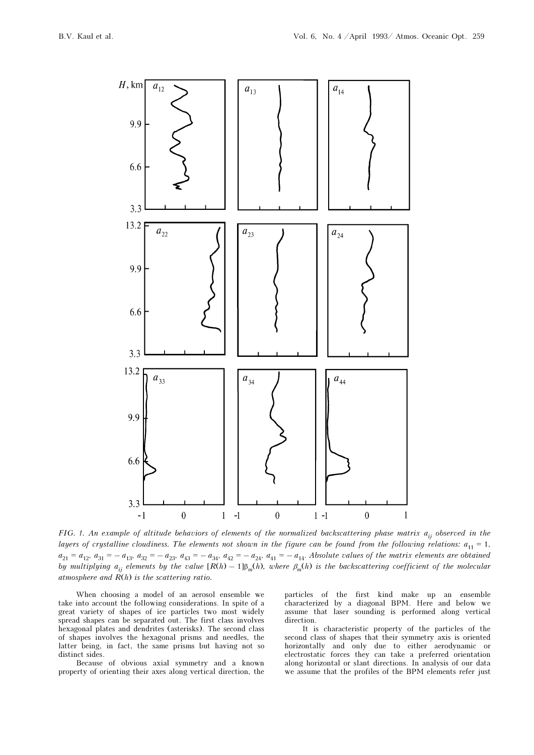FIG. 1. *An example of altitude behaviors of elements of the normalized backscattering phase matrix $a_{ij}$ observed in the layers of crystalline cloudiness. The elements not shown in the figure can be found from the following relations: $a_{11} = 1$, $a_{21} = a_{12}$, $a_{31} = -a_{13}$, $a_{32} = -a_{23}$, $a_{43} = -a_{34}$, $a_{42} = -a_{24}$, $a_{41} = -a_{14}$. Absolute values of the matrix elements are obtained by multiplying $a_{ij}$ elements by the value $[R(h) - 1]\beta_m(h)$, where $\beta_m(h)$ is the backscattering coefficient of the molecular atmosphere and $R(h)$ is the scattering ratio.*

When choosing a model of an aerosol ensemble we take into account the following considerations. In spite of a great variety of shapes of ice particles two most widely spread shapes can be separated out. The first class involves hexagonal plates and dendrites (asterisks). The second class of shapes involves the hexagonal prisms and needles, the latter being, in fact, the same prisms but having not so distinct sides.

Because of obvious axial symmetry and a known property of orienting their axes along vertical direction, the particles of the first kind make up an ensemble characterized by a diagonal BPM. Here and below we assume that laser sounding is performed along vertical direction.

It is characteristic property of the particles of the second class of shapes that their symmetry axis is oriented horizontally and only due to either aerodynamic or electrostatic forces they can take a preferred orientation along horizontal or slant directions. In analysis of our data we assume that the profiles of the BPM elements refer just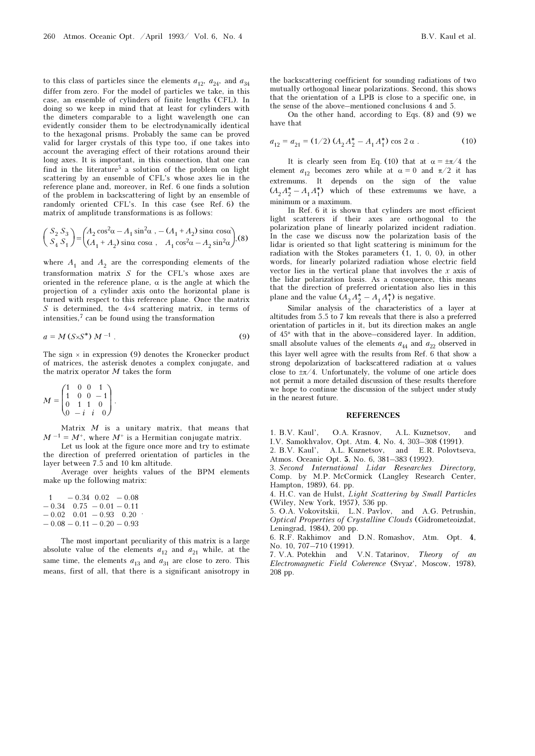to this class of particles since the elements $a_{12}$, $a_{24}$, and $a_{34}$ differ from zero. For the model of particles we take, in this case, an ensemble of cylinders of finite lengths (CFL). In doing so we keep in mind that at least for cylinders with the dimeters comparable to a light wavelength one can evidently consider them to be electrodynamically identical to the hexagonal prisms. Probably the same can be proved valid for larger crystals of this type too, if one takes into account the averaging effect of their rotations around their long axes. It is important, in this connection, that one can find in the literature[5] a solution of the problem on light scattering by an ensemble of CFL's whose axes lie in the reference plane and, moreover, in Ref. 6 one finds a solution of the problem in backscattering of light by an ensemble of randomly oriented CFL's. In this case (see Ref. 6) the matrix of amplitude transformations is as follows:

$$\begin{pmatrix} S_2 & S_3 \\ S_4 & S_1 \end{pmatrix} = \begin{pmatrix} A_2 \cos^2\alpha - A_1 \sin^2\alpha \,, & -(A_1 + A_2) \sin\alpha \cos\alpha \\ (A_1 + A_2) \sin\alpha \cos\alpha \,, & A_1 \cos^2\alpha - A_2 \sin^2\alpha \end{pmatrix}, \quad (8)$$

where $A_1$ and $A_2$ are the corresponding elements of the transformation matrix $S$ for the CFL's whose axes are oriented in the reference plane, $\alpha$ is the angle at which the projection of a cylinder axis onto the horizontal plane is turned with respect to this reference plane. Once the matrix $S$ is determined, the 4×4 scattering matrix, in terms of intensities,[7] can be found using the transformation

$$a = M\,(S \times S^*)\,M^{-1} \,. \quad (9)$$

The sign × in expression (9) denotes the Kronecker product of matrices, the asterisk denotes a complex conjugate, and the matrix operator $M$ takes the form

$$M = \begin{pmatrix} 1 & 0 & 0 & 1 \\ 1 & 0 & 0 & -1 \\ 0 & 1 & 1 & 0 \\ 0 & -i & i & 0 \end{pmatrix} .$$

Matrix $M$ is a unitary matrix, that means that $M^{-1} = M^+$, where $M^+$ is a Hermitian conjugate matrix.

Let us look at the figure once more and try to estimate the direction of preferred orientation of particles in the layer between 7.5 and 10 km altitude.

Average over heights values of the BPM elements make up the following matrix:

$$\begin{matrix} 1 & -0.34 & 0.02 & -0.08 \\ -0.34 & 0.75 & -0.01 & -0.11 \\ -0.02 & 0.01 & -0.93 & 0.20 \\ -0.08 & -0.11 & -0.20 & -0.93 \end{matrix} .$$

The most important peculiarity of this matrix is a large absolute value of the elements $a_{12}$ and $a_{21}$ while, at the same time, the elements $a_{13}$ and $a_{31}$ are close to zero. This means, first of all, that there is a significant anisotropy in the backscattering coefficient for sounding radiations of two mutually orthogonal linear polarizations. Second, this shows that the orientation of a LPB is close to a specific one, in the sense of the above–mentioned conclusions 4 and 5.

On the other hand, according to Eqs. (8) and (9) we have that

$$a_{12} = a_{21} = (1/2)\,(A_2 A_2^* - A_1 A_1^*)\cos 2\alpha \,. \quad (10)$$

It is clearly seen from Eq. (10) that at $\alpha = \pm\pi/4$ the element $a_{12}$ becomes zero while at $\alpha = 0$ and $\pi/2$ it has extremums. It depends on the sign of the value $(A_2 A_2^* - A_1 A_1^*)$ which of these extremums we have, a minimum or a maximum.

In Ref. 6 it is shown that cylinders are most efficient light scatterers if their axes are orthogonal to the polarization plane of linearly polarized incident radiation. In the case we discuss now the polarization basis of the lidar is oriented so that light scattering is minimum for the radiation with the Stokes parameters (1, 1, 0, 0), in other words, for linearly polarized radiation whose electric field vector lies in the vertical plane that involves the $x$ axis of the lidar polarization basis. As a consequence, this means that the direction of preferred orientation also lies in this plane and the value $(A_2 A_2^* - A_1 A_1^*)$ is negative.

Similar analysis of the characteristics of a layer at altitudes from 5.5 to 7 km reveals that there is also a preferred orientation of particles in it, but its direction makes an angle of 45° with that in the above–considered layer. In addition, small absolute values of the elements $a_{44}$ and $a_{22}$ observed in this layer well agree with the results from Ref. 6 that show a strong depolarization of backscattered radiation at $\alpha$ values close to $\pm\pi/4$. Unfortunately, the volume of one article does not permit a more detailed discussion of these results therefore we hope to continue the discussion of the subject under study in the nearest future.

## REFERENCES

1. B.V. Kaul', O.A. Krasnov, A.L. Kuznetsov, and I.V. Samokhvalov, Opt. Atm. **4**, No. 4, 303–308 (1991).
2. B.V. Kaul', A.L. Kuznetsov, and E.R. Polovtseva, Atmos. Oceanic Opt. **5**, No. 6, 381–383 (1992).
3. *Second International Lidar Researches Directory,* Comp. by M.P. McCormick (Langley Research Center, Hampton, 1989), 64. pp.
4. H.C. van de Hulst, *Light Scattering by Small Particles* (Wiley, New York, 1957), 536 pp.
5. O.A. Vokovitskii, L.N. Pavlov, and A.G. Petrushin, *Optical Properties of Crystalline Clouds* (Gidrometeoizdat, Leningrad, 1984), 200 pp.
6. R.F. Rakhimov and D.N. Romashov, Atm. Opt. **4**, No. 10, 707–710 (1991).
7. V.A. Potekhin and V.N. Tatarinov, *Theory of an Electromagnetic Field Coherence* (Svyaz', Moscow, 1978), 208 pp.